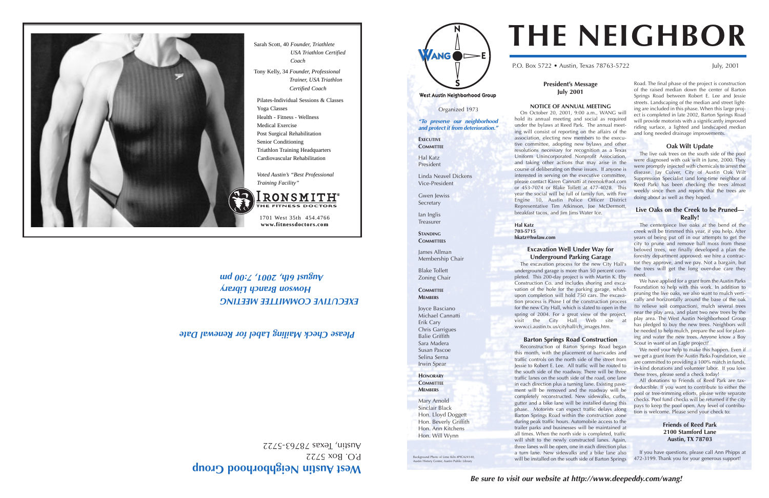Sarah Scott, 40 *Founder, Triathlete USA Triathlon Certified Coach*

Tony Kelly, 34 *Founder, Professional Trainer, USA Triathlon Certified Coach*

Pilates-Individual Sessions & Classes
Yoga Classes
Health - Fitness - Wellness
Medical Exercise
Post Surgical Rehabilitation
Senior Conditioning
Triathlon Training Headquarters
Cardiovascular Rehabilitation

*Voted Austin's "Best Professional Training Facility"*

IRONSMITH® THE FITNESS DOCTORS

1701 West 35th 454.4766
**www.fitnessdoctors.com**

***EXECUTIVE COMMITTEE MEETING***
***Howson Branch Library***
***August 6th, 2001, 7:00 pm***

***Please Check Mailing Label for Renewal Date***

**West Austin Neighborhood Group**
P.O. Box 5722
Austin, Texas 78763-5722

---

WANG
West Austin Neighborhood Group

Organized 1973

***"To preserve our neighborhood and protect it from deterioration."***

**EXECUTIVE COMMITTEE**

Hal Katz
President

Linda Neavel Dickens
Vice-President

Gwen Jewiss
Secretary

Ian Inglis
Treasurer

**STANDING COMMITTEES**

James Allman
Membership Chair

Blake Tollett
Zoning Chair

**COMMITTEE MEMBERS**

Joyce Basciano
Michael Cannatti
Erik Cary
Chris Garrigues
Balie Griffith
Sara Madera
Susan Pascoe
Selina Serna
Irwin Spear

**HONORARY COMMITTEE MEMBERS**

Mary Arnold
Sinclair Black
Hon. Lloyd Doggett
Hon. Beverly Griffith
Hon. Ann Kitchens
Hon. Will Wynn

Background Photo of Lime Kiln #PICA24140, Austin History Center, Austin Public Library

# THE NEIGHBOR

P.O. Box 5722 • Austin, Texas 78763-5722 — July, 2001

## President's Message
## July 2001

**NOTICE OF ANNUAL MEETING**

On October 20, 2001, 9:00 a.m., WANG will hold its annual meeting and social as required under the bylaws at Reed Park. The annual meeting will consist of reporting on the affairs of the association, electing new members to the executive committee, adopting new bylaws and other resolutions necessary for recognition as a Texas Uniform Unincorporated Nonprofit Association, and taking other actions that may arise in the course of deliberating on these issues. If anyone is interested in serving on the executive committee, please contact Karen Cannatti at neenok@aol.com or 453-7074 or Blake Tollett at 477-4028. This year the social will be full of family fun, with Fire Engine 10, Austin Police Officer District Representative Tim Atkinson, Joe McDermott, breakfast tacos, and Jim Jims Water Ice.

**Hal Katz**
**703-5715**
**hkatz@hwlaw.com**

## Excavation Well Under Way for Underground Parking Garage

The excavation process for the new City Hall's underground garage is more than 50 percent completed. This 200-day project is with Martin K. Eby Construction Co. and includes shoring and excavation of the hole for the parking garage, which upon completion will hold 750 cars. The excavation process is Phase I of the construction process for the new City Hall, which is slated to open in the spring of 2004. For a great view of the project, visit the City Hall Web site at www.ci.austin.tx.us/cityhall/ch_images.htm.

## Barton Springs Road Construction

Reconstruction of Barton Springs Road began this month, with the placement of barricades and traffic controls on the north side of the street from Jessie to Robert E. Lee. All traffic will be routed to the south side of the roadway. There will be three traffic lanes on the south side of the road, one lane in each direction plus a turning lane. Existing pavement will be removed and the roadway will be completely reconstructed. New sidewalks, curbs, gutter and a bike lane will be installed during this phase. Motorists can expect traffic delays along Barton Springs Road within the construction zone during peak traffic hours. Automobile access to the trailer parks and businesses will be maintained at all times. When the north side is completed, traffic will shift to the newly constructed lanes. Again, three lanes will be open, one in each direction plus a turn lane. New sidewalks and a bike lane also will be installed on the south side of Barton Springs Road. The final phase of the project is construction of the raised median down the center of Barton Springs Road between Robert E. Lee and Jessie streets. Landscaping of the median and street lighting are included in this phase. When this large project is completed in late 2002, Barton Springs Road will provide motorists with a significantly improved riding surface, a lighted and landscaped median and long needed drainage improvements.

## Oak Wilt Update

The live oak trees on the south side of the pool were diagnosed with oak wilt in June, 2000. They were promptly injected with chemicals to arrest the disease. Jay Culver, City of Austin Oak Wilt Suppression Specialist (and long-time neighbor of Reed Park) has been checking the trees almost weekly since then and reports that the trees are doing about as well as they hoped.

## Live Oaks on the Creek to be Pruned—Really!

The centerpiece live oaks at the bend of the creek will be trimmed this year, if you help. After years of being put off in our attempts to get the city to prune and remove ball moss from these beloved trees, we finally developed a plan the forestry department approved: we hire a contractor they approve, and we pay. Not a bargain, but the trees will get the long over-due care they need.

We have applied for a grant from the Austin Parks Foundation to help with this work. In addition to pruning the live oaks, we also want to mulch vertically and horizontally around the base of the oak (to relieve soil compaction), mulch several trees near the play area, and plant two new trees by the play area. The West Austin Neighborhood Group has pledged to buy the new trees. Neighbors will be needed to help mulch, prepare the soil for planting and water the new trees. Anyone know a Boy Scout in want of an Eagle project?

We need your help to make this happen. Even if we get a grant from the Austin Parks Foundation, we are committed to providing a 100% match in funds, in-kind donations and volunteer labor. If you love these trees, please send a check today!

All donations to Friends of Reed Park are tax-deductible. If you want to contribute to either the pool or tree-trimming efforts, please write separate checks. Pool fund checks will be returned if the city pays to keep the pool open. Any level of contribution is welcome. Please send your check to:

**Friends of Reed Park**
**2100 Stamford Lane**
**Austin, TX 78703**

If you have questions, please call Ann Phipps at 472-3199. Thank you for your generous support!

***Be sure to visit our website at http://www.deepeddy.com/wang!***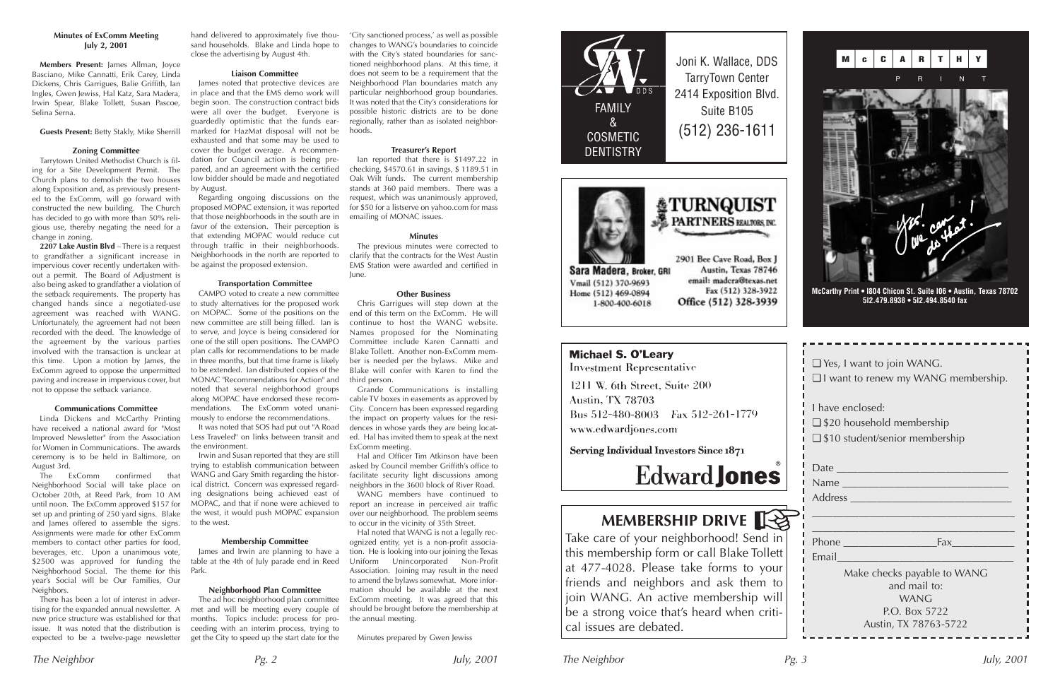**Minutes of ExComm Meeting**
**July 2, 2001**

**Members Present:** James Allman, Joyce Basciano, Mike Cannatti, Erik Carey, Linda Dickens, Chris Garrigues, Balie Griffith, Ian Ingles, Gwen Jewiss, Hal Katz, Sara Madera, Irwin Spear, Blake Tollett, Susan Pascoe, Selina Serna.

**Guests Present:** Betty Stakly, Mike Sherrill

**Zoning Committee**

Tarrytown United Methodist Church is filing for a Site Development Permit. The Church plans to demolish the two houses along Exposition and, as previously presented to the ExComm, will go forward with constructed the new building. The Church has decided to go with more than 50% religious use, thereby negating the need for a change in zoning.

**2207 Lake Austin Blvd** – There is a request to grandfather a significant increase in impervious cover recently undertaken without a permit. The Board of Adjustment is also being asked to grandfather a violation of the setback requirements. The property has changed hands since a negotiated-use agreement was reached with WANG. Unfortunately, the agreement had not been recorded with the deed. The knowledge of the agreement by the various parties involved with the transaction is unclear at this time. Upon a motion by James, the ExComm agreed to oppose the unpermitted paving and increase in impervious cover, but not to oppose the setback variance.

**Communications Committee**

Linda Dickens and McCarthy Printing have received a national award for "Most Improved Newsletter" from the Association for Women in Communications. The awards ceremony is to be held in Baltimore, on August 3rd.

The ExComm confirmed that Neighborhood Social will take place on October 20th, at Reed Park, from 10 AM until noon. The ExComm approved $157 for set up and printing of 250 yard signs. Blake and James offered to assemble the signs. Assignments were made for other ExComm members to contact other parties for food, beverages, etc. Upon a unanimous vote, $2500 was approved for funding the Neighborhood Social. The theme for this year's Social will be Our Families, Our Neighbors.

There has been a lot of interest in advertising for the expanded annual newsletter. A new price structure was established for that issue. It was noted that the distribution is expected to be a twelve-page newsletter hand delivered to approximately five thousand households. Blake and Linda hope to close the advertising by August 4th.

**Liaison Committee**

James noted that protective devices are in place and that the EMS demo work will begin soon. The construction contract bids were all over the budget. Everyone is guardedly optimistic that the funds earmarked for HazMat disposal will not be exhausted and that some may be used to cover the budget overage. A recommendation for Council action is being prepared, and an agreement with the certified low bidder should be made and negotiated by August.

Regarding ongoing discussions on the proposed MOPAC extension, it was reported that those neighborhoods in the south are in favor of the extension. Their perception is that extending MOPAC would reduce cut through traffic in their neighborhoods. Neighborhoods in the north are reported to be against the proposed extension.

**Transportation Committee**

CAMPO voted to create a new committee to study alternatives for the proposed work on MOPAC. Some of the positions on the new committee are still being filled. Ian is to serve, and Joyce is being considered for one of the still open positions. The CAMPO plan calls for recommendations to be made in three months, but that time frame is likely to be extended. Ian distributed copies of the MONAC "Recommendations for Action" and noted that several neighborhood groups along MOPAC have endorsed these recommendations. The ExComm voted unanimously to endorse the recommendations.

It was noted that SOS had put out "A Road Less Traveled" on links between transit and the environment.

Irwin and Susan reported that they are still trying to establish communication between WANG and Gary Smith regarding the historical district. Concern was expressed regarding designations being achieved east of MOPAC, and that if none were achieved to the west, it would push MOPAC expansion to the west.

**Membership Committee**

James and Irwin are planning to have a table at the 4th of July parade end in Reed Park.

**Neighborhood Plan Committee**

The ad hoc neighborhood plan committee met and will be meeting every couple of months. Topics include: process for proceeding with an interim process, trying to get the City to speed up the start date for the 'City sanctioned process,' as well as possible changes to WANG's boundaries to coincide with the City's stated boundaries for sanctioned neighborhood plans. At this time, it does not seem to be a requirement that the Neighborhood Plan boundaries match any particular neighborhood group boundaries. It was noted that the City's considerations for possible historic districts are to be done regionally, rather than as isolated neighborhoods.

**Treasurer's Report**

Ian reported that there is $1497.22 in checking, $4570.61 in savings, $ 1189.51 in Oak Wilt funds. The current membership stands at 360 paid members. There was a request, which was unanimously approved, for $50 for a listserve on yahoo.com for mass emailing of MONAC issues.

**Minutes**

The previous minutes were corrected to clarify that the contracts for the West Austin EMS Station were awarded and certified in June.

**Other Business**

Chris Garrigues will step down at the end of this term on the ExComm. He will continue to host the WANG website. Names proposed for the Nominating Committee include Karen Cannatti and Blake Tollett. Another non-ExComm member is needed per the bylaws. Mike and Blake will confer with Karen to find the third person.

Grande Communications is installing cable TV boxes in easements as approved by City. Concern has been expressed regarding the impact on property values for the residences in whose yards they are being located. Hal has invited them to speak at the next ExComm meeting.

Hal and Officer Tim Atkinson have been asked by Council member Griffith's office to facilitate security light discussions among neighbors in the 3600 block of River Road.

WANG members have continued to report an increase in perceived air traffic over our neighborhood. The problem seems to occur in the vicinity of 35th Street.

Hal noted that WANG is not a legally recognized entity, yet is a non-profit association. He is looking into our joining the Texas Uniform Unincorporated Non-Profit Association. Joining may result in the need to amend the bylaws somewhat. More information should be available at the next ExComm meeting. It was agreed that this should be brought before the membership at the annual meeting.

Minutes prepared by Gwen Jewiss

---

FAMILY & COSMETIC DENTISTRY

Joni K. Wallace, DDS
TarryTown Center
2414 Exposition Blvd.
Suite B105
(512) 236-1611

---

TURNQUIST PARTNERS REALTORS, INC.

Sara Madera, Broker, GRI
Vmail (512) 370-9693
Home (512) 469-0894
1-800-400-6018

2901 Bee Cave Road, Box J
Austin, Texas 78746
email: madera@texas.net
Fax (512) 328-3922
Office (512) 328-3939

---

McCARTHY PRINT

Yes! we can do that!

McCarthy Print • 1804 Chicon St. Suite 106 • Austin, Texas 78702
512.479.8938 • 512.494.8540 fax

---

**Michael S. O'Leary**
Investment Representative
1211 W. 6th Street, Suite 200
Austin, TX 78703
Bus 512-480-8003 Fax 512-261-1779
www.edwardjones.com

**Serving Individual Investors Since 1871**

Edward **Jones**®

---

## MEMBERSHIP DRIVE

Take care of your neighborhood! Send in this membership form or call Blake Tollett at 477-4028. Please take forms to your friends and neighbors and ask them to join WANG. An active membership will be a strong voice that's heard when critical issues are debated.

---

❑ Yes, I want to join WANG.
❑ I want to renew my WANG membership.

I have enclosed:
❑ $20 household membership
❑ $10 student/senior membership

Date ______________________________
Name ______________________________
Address ____________________________
____________________________________
____________________________________
Phone ________________Fax___________
Email_______________________________

Make checks payable to WANG
and mail to:
WANG
P.O. Box 5722
Austin, TX 78763-5722